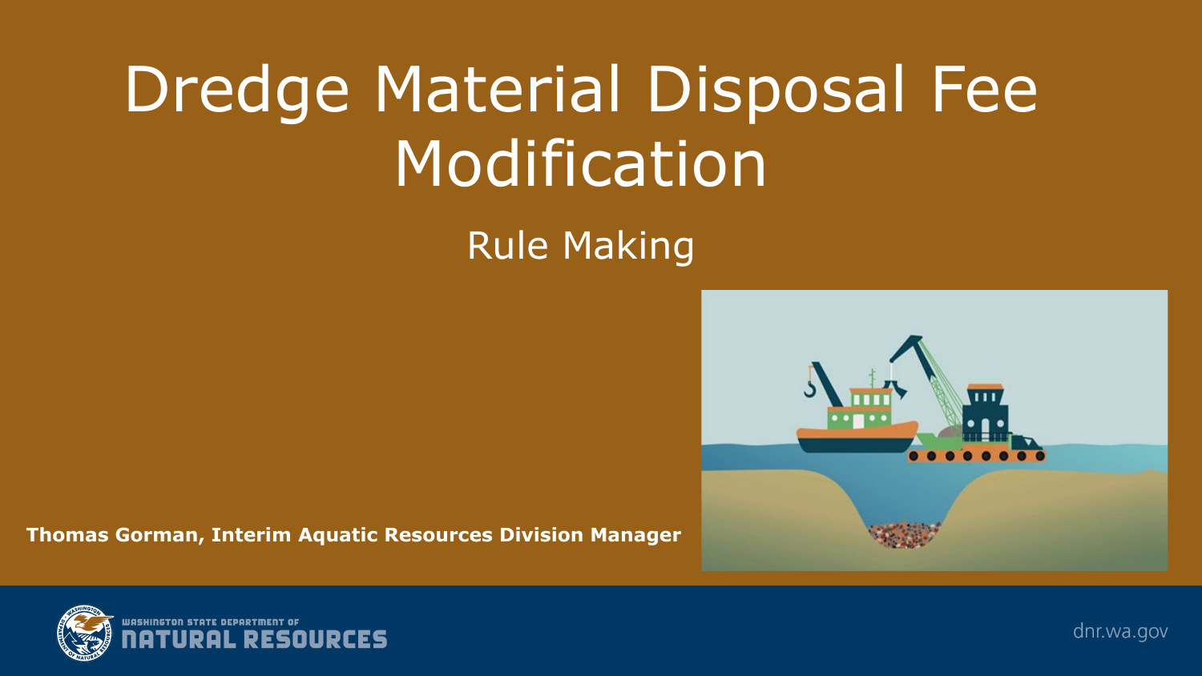# Dredge Material Disposal Fee Modification

## Rule Making

**Thomas Gorman, Interim Aquatic Resources Division Manager**

WASHINGTON STATE DEPARTMENT OF NATURAL RESOURCES

dnr.wa.gov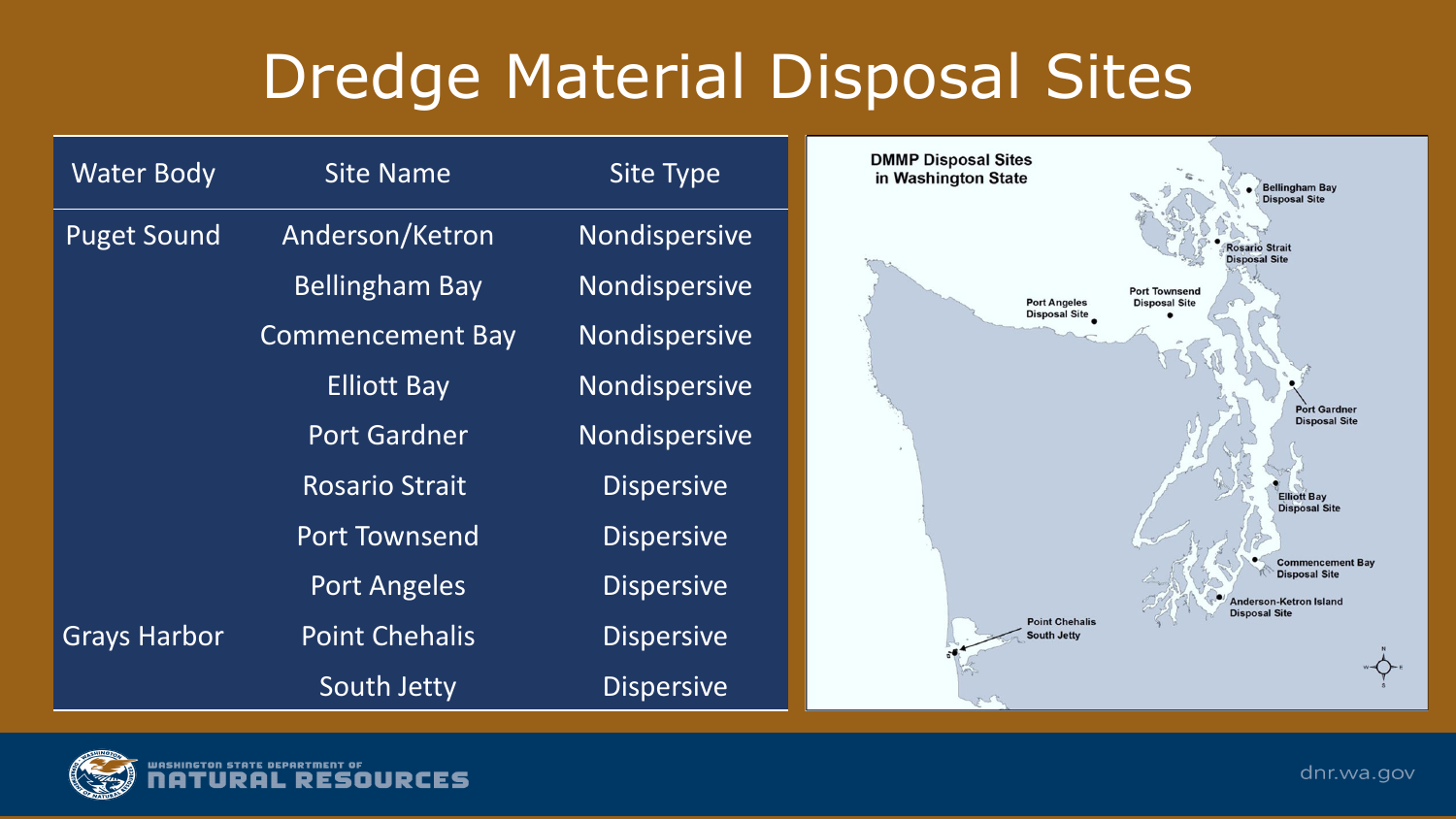# Dredge Material Disposal Sites

| Water Body | Site Name | Site Type |
|---|---|---|
| Puget Sound | Anderson/Ketron | Nondispersive |
| | Bellingham Bay | Nondispersive |
| | Commencement Bay | Nondispersive |
| | Elliott Bay | Nondispersive |
| | Port Gardner | Nondispersive |
| | Rosario Strait | Dispersive |
| | Port Townsend | Dispersive |
| | Port Angeles | Dispersive |
| Grays Harbor | Point Chehalis | Dispersive |
| | South Jetty | Dispersive |

**DMMP Disposal Sites in Washington State**

Bellingham Bay Disposal Site
Rosario Strait Disposal Site
Port Townsend Disposal Site
Port Angeles Disposal Site
Port Gardner Disposal Site
Elliott Bay Disposal Site
Commencement Bay Disposal Site
Anderson-Ketron Island Disposal Site
Point Chehalis
South Jetty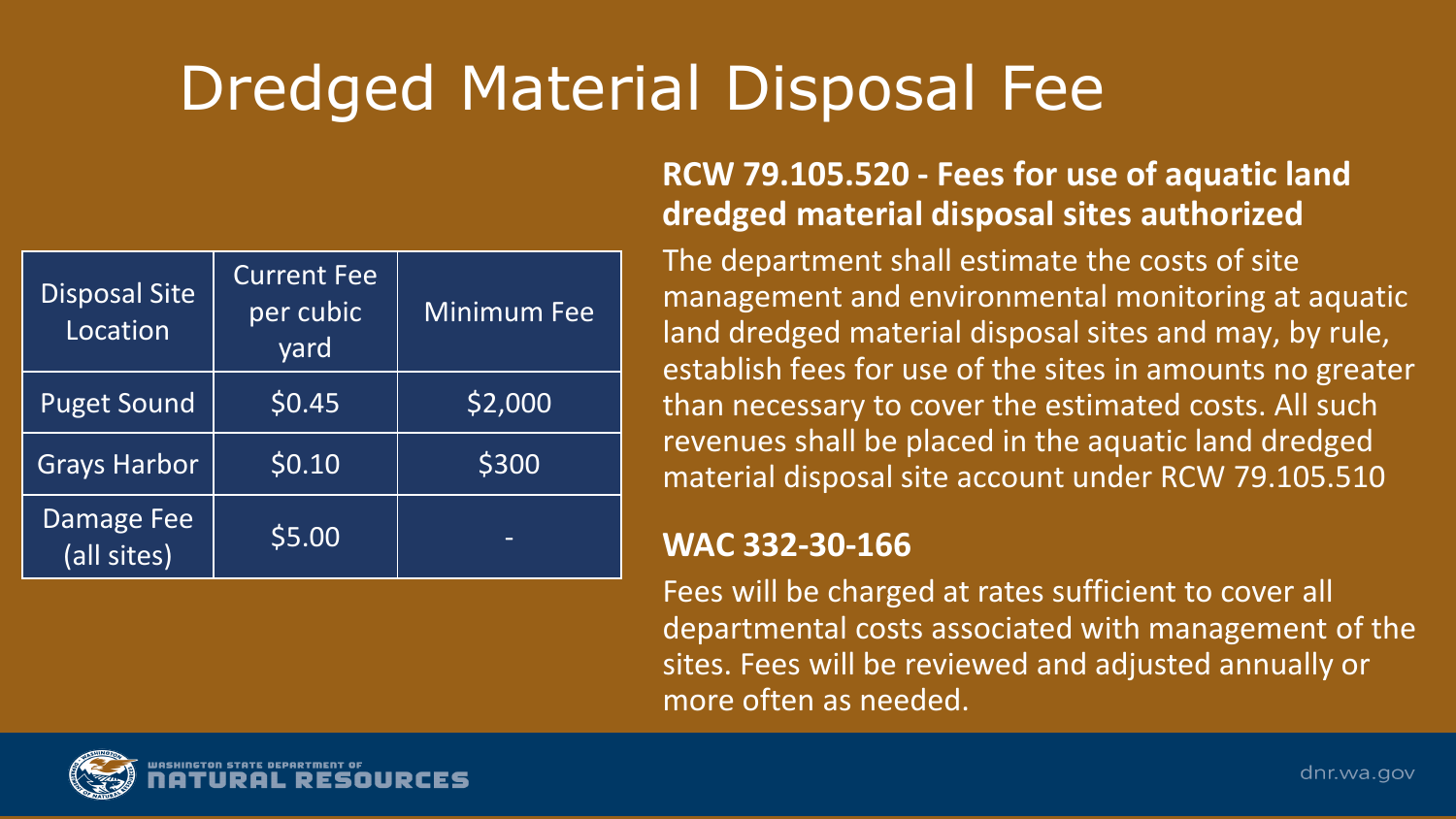# Dredged Material Disposal Fee

| Disposal Site Location | Current Fee per cubic yard | Minimum Fee |
|---|---|---|
| Puget Sound | $0.45 | $2,000 |
| Grays Harbor | $0.10 | $300 |
| Damage Fee (all sites) | $5.00 | - |

**RCW 79.105.520 - Fees for use of aquatic land dredged material disposal sites authorized**

The department shall estimate the costs of site management and environmental monitoring at aquatic land dredged material disposal sites and may, by rule, establish fees for use of the sites in amounts no greater than necessary to cover the estimated costs. All such revenues shall be placed in the aquatic land dredged material disposal site account under RCW 79.105.510

**WAC 332-30-166**

Fees will be charged at rates sufficient to cover all departmental costs associated with management of the sites. Fees will be reviewed and adjusted annually or more often as needed.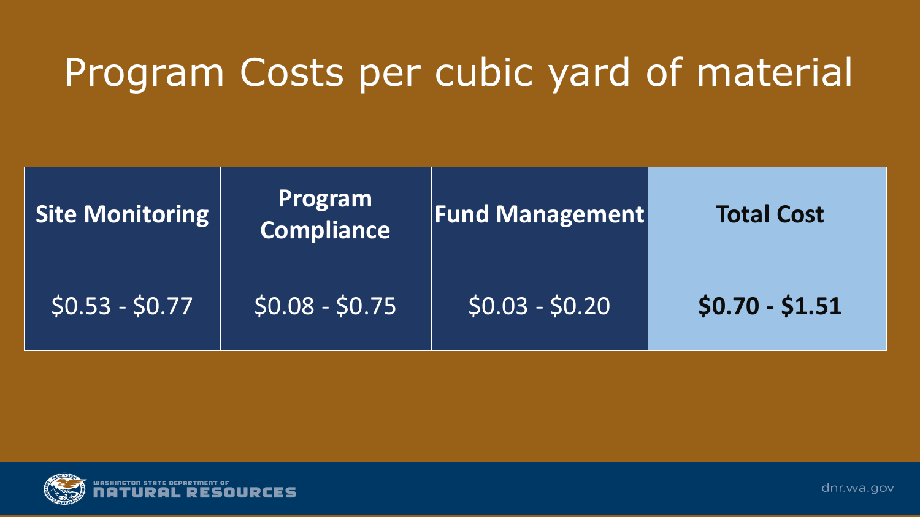# Program Costs per cubic yard of material

| Site Monitoring | Program Compliance | Fund Management | Total Cost |
|---|---|---|---|
| $0.53 - $0.77 | $0.08 - $0.75 | $0.03 - $0.20 | **$0.70 - $1.51** |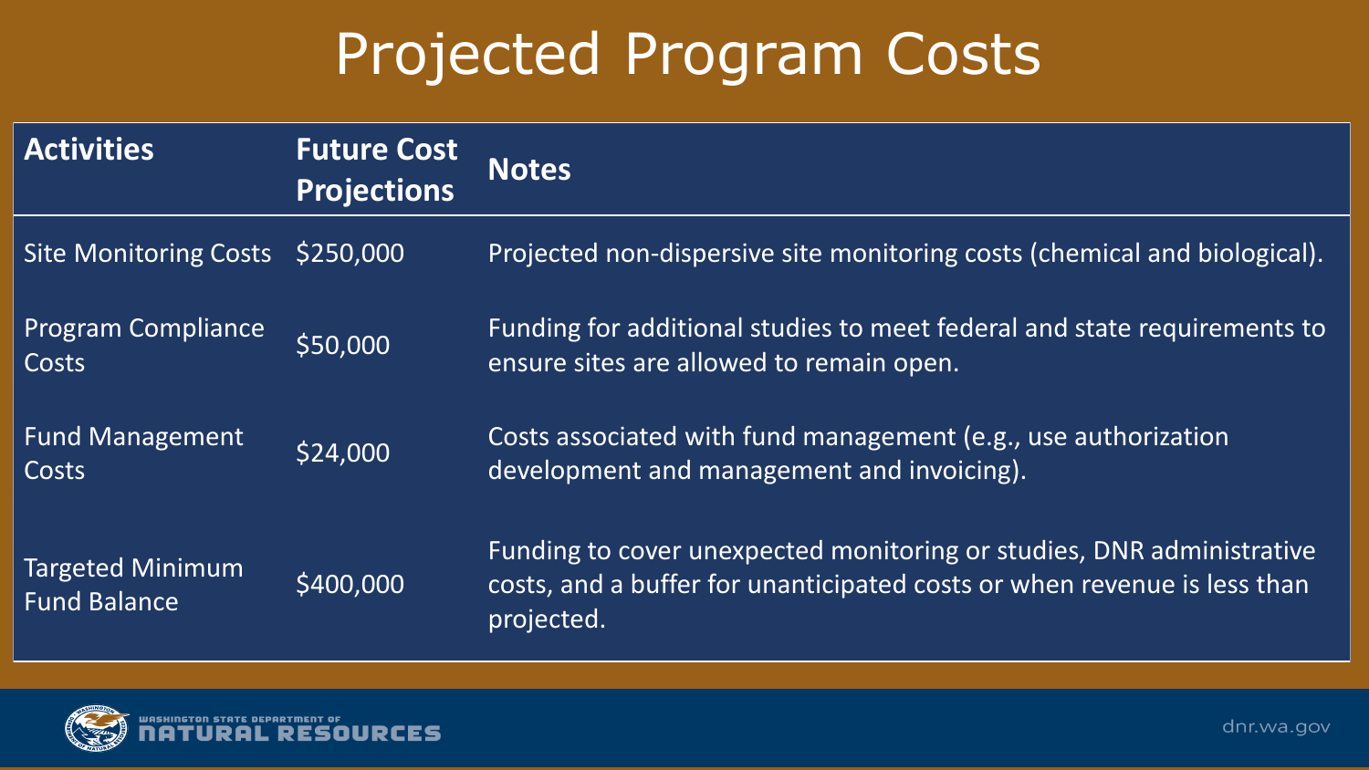# Projected Program Costs

| Activities | Future Cost Projections | Notes |
|---|---|---|
| Site Monitoring Costs | $250,000 | Projected non-dispersive site monitoring costs (chemical and biological). |
| Program Compliance Costs | $50,000 | Funding for additional studies to meet federal and state requirements to ensure sites are allowed to remain open. |
| Fund Management Costs | $24,000 | Costs associated with fund management (e.g., use authorization development and management and invoicing). |
| Targeted Minimum Fund Balance | $400,000 | Funding to cover unexpected monitoring or studies, DNR administrative costs, and a buffer for unanticipated costs or when revenue is less than projected. |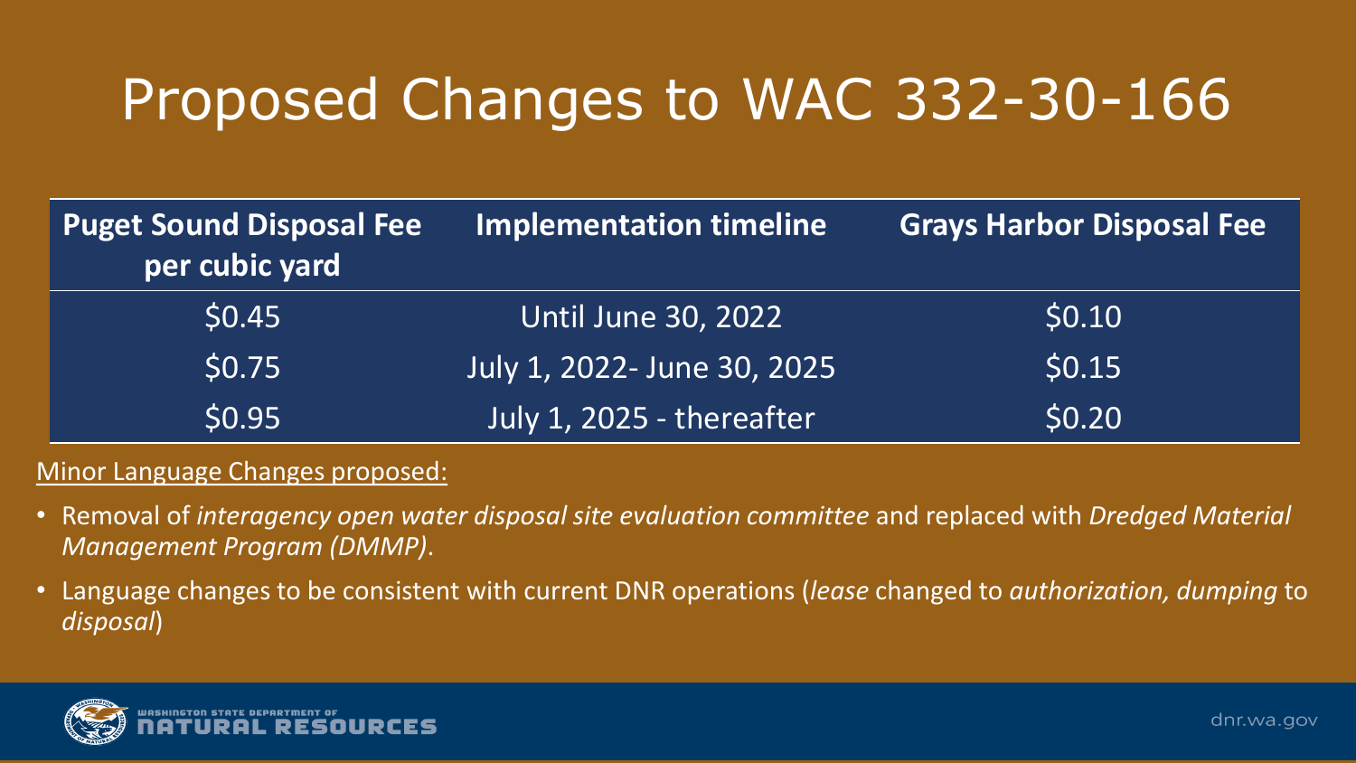# Proposed Changes to WAC 332-30-166

| Puget Sound Disposal Fee per cubic yard | Implementation timeline | Grays Harbor Disposal Fee |
|---|---|---|
| $0.45 | Until June 30, 2022 | $0.10 |
| $0.75 | July 1, 2022- June 30, 2025 | $0.15 |
| $0.95 | July 1, 2025 - thereafter | $0.20 |

Minor Language Changes proposed:

- Removal of *interagency open water disposal site evaluation committee* and replaced with *Dredged Material Management Program (DMMP)*.
- Language changes to be consistent with current DNR operations (*lease* changed to *authorization, dumping* to *disposal*)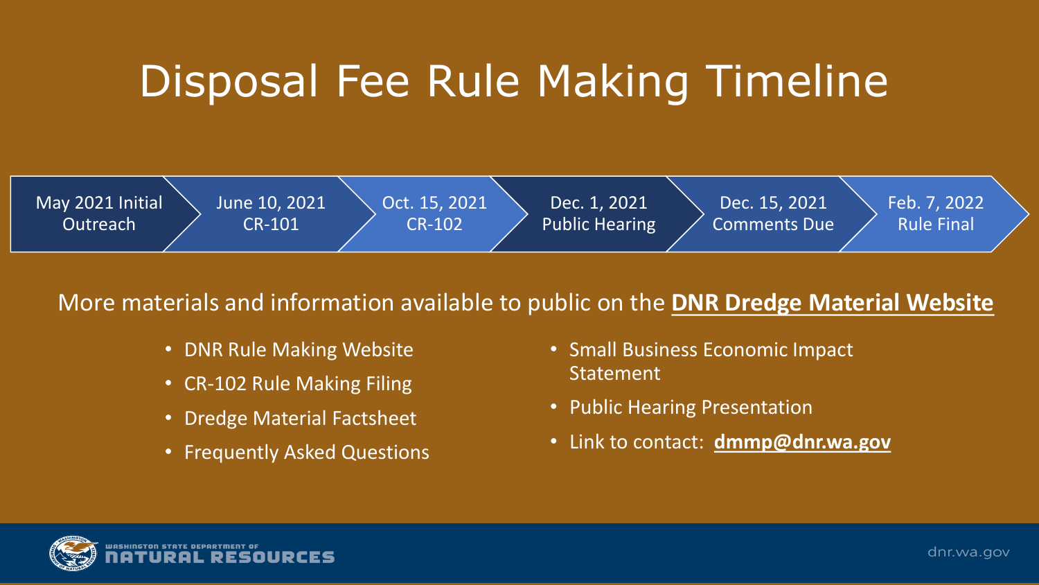# Disposal Fee Rule Making Timeline

- May 2021 Initial Outreach
- June 10, 2021 CR-101
- Oct. 15, 2021 CR-102
- Dec. 1, 2021 Public Hearing
- Dec. 15, 2021 Comments Due
- Feb. 7, 2022 Rule Final

More materials and information available to public on the **DNR Dredge Material Website**

- DNR Rule Making Website
- CR-102 Rule Making Filing
- Dredge Material Factsheet
- Frequently Asked Questions
- Small Business Economic Impact Statement
- Public Hearing Presentation
- Link to contact: **dmmp@dnr.wa.gov**

WASHINGTON STATE DEPARTMENT OF NATURAL RESOURCES

dnr.wa.gov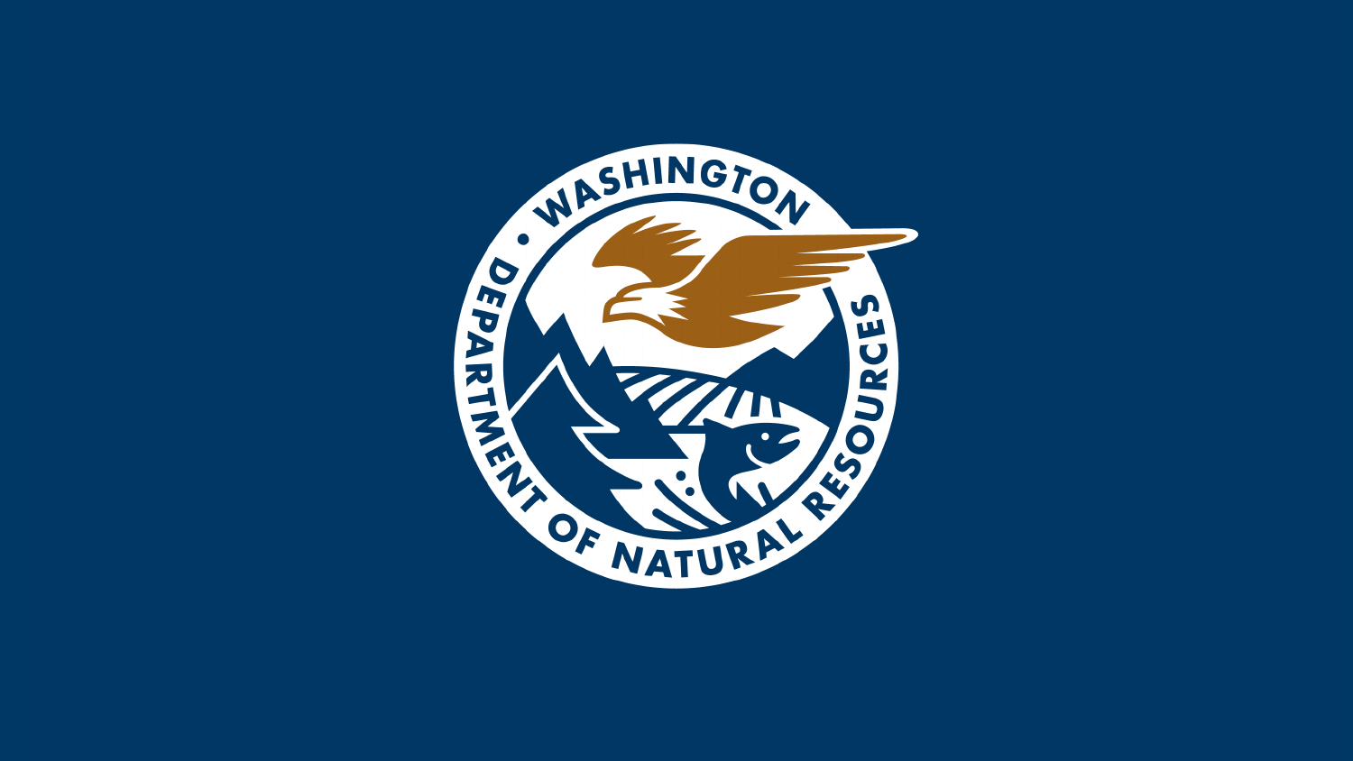WASHINGTON

DEPARTMENT OF NATURAL RESOURCES